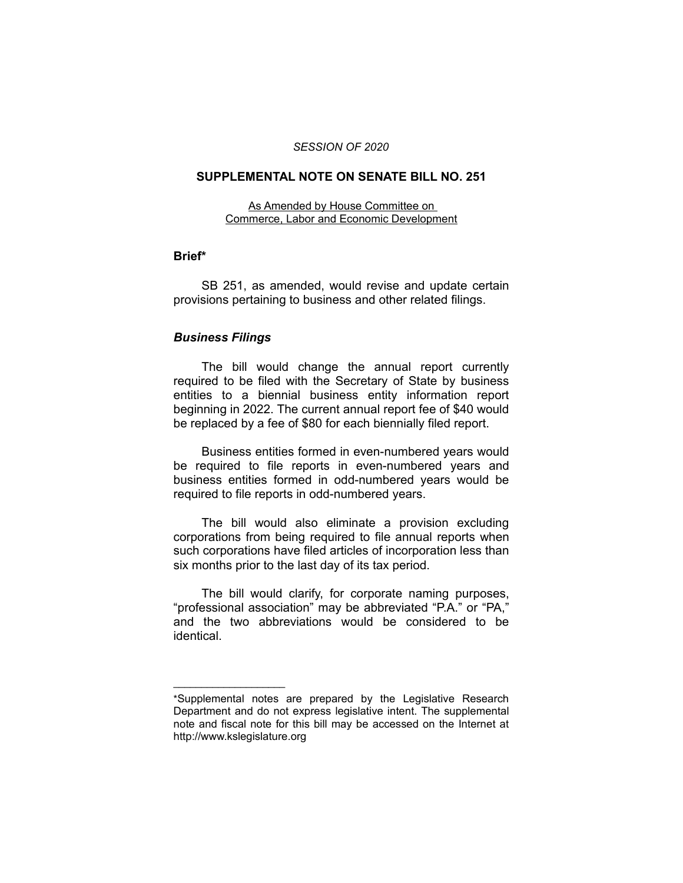*SESSION OF 2020*

## SUPPLEMENTAL NOTE ON SENATE BILL NO. 251

As Amended by House Committee on Commerce, Labor and Economic Development

### Brief*

SB 251, as amended, would revise and update certain provisions pertaining to business and other related filings.

### *Business Filings*

The bill would change the annual report currently required to be filed with the Secretary of State by business entities to a biennial business entity information report beginning in 2022. The current annual report fee of $40 would be replaced by a fee of $80 for each biennially filed report.

Business entities formed in even-numbered years would be required to file reports in even-numbered years and business entities formed in odd-numbered years would be required to file reports in odd-numbered years.

The bill would also eliminate a provision excluding corporations from being required to file annual reports when such corporations have filed articles of incorporation less than six months prior to the last day of its tax period.

The bill would clarify, for corporate naming purposes, "professional association" may be abbreviated "P.A." or "PA," and the two abbreviations would be considered to be identical.

---

*Supplemental notes are prepared by the Legislative Research Department and do not express legislative intent. The supplemental note and fiscal note for this bill may be accessed on the Internet at http://www.kslegislature.org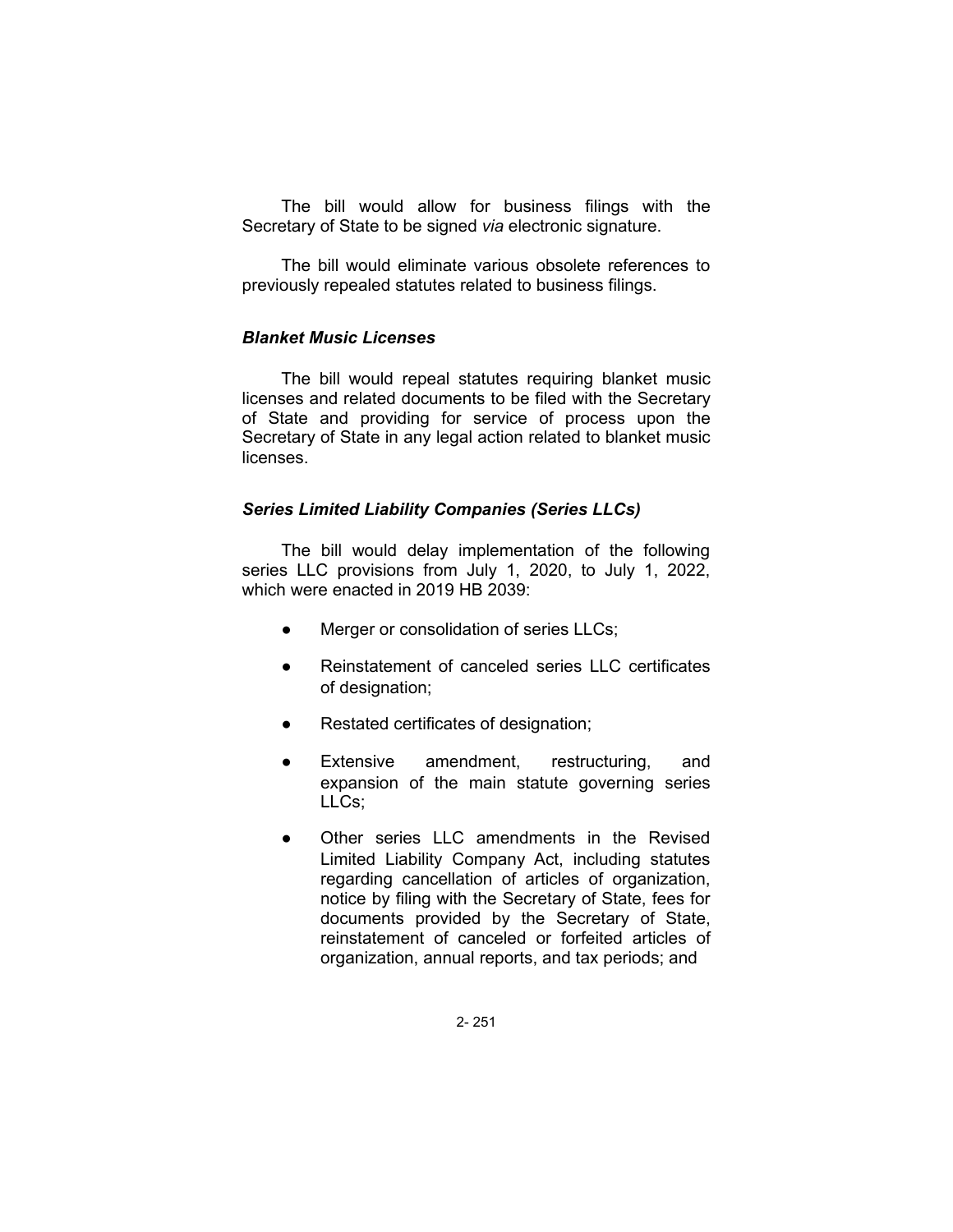The bill would allow for business filings with the Secretary of State to be signed *via* electronic signature.

The bill would eliminate various obsolete references to previously repealed statutes related to business filings.

### *Blanket Music Licenses*

The bill would repeal statutes requiring blanket music licenses and related documents to be filed with the Secretary of State and providing for service of process upon the Secretary of State in any legal action related to blanket music licenses.

### *Series Limited Liability Companies (Series LLCs)*

The bill would delay implementation of the following series LLC provisions from July 1, 2020, to July 1, 2022, which were enacted in 2019 HB 2039:

- Merger or consolidation of series LLCs;
- Reinstatement of canceled series LLC certificates of designation;
- Restated certificates of designation;
- Extensive amendment, restructuring, and expansion of the main statute governing series LLCs;
- Other series LLC amendments in the Revised Limited Liability Company Act, including statutes regarding cancellation of articles of organization, notice by filing with the Secretary of State, fees for documents provided by the Secretary of State, reinstatement of canceled or forfeited articles of organization, annual reports, and tax periods; and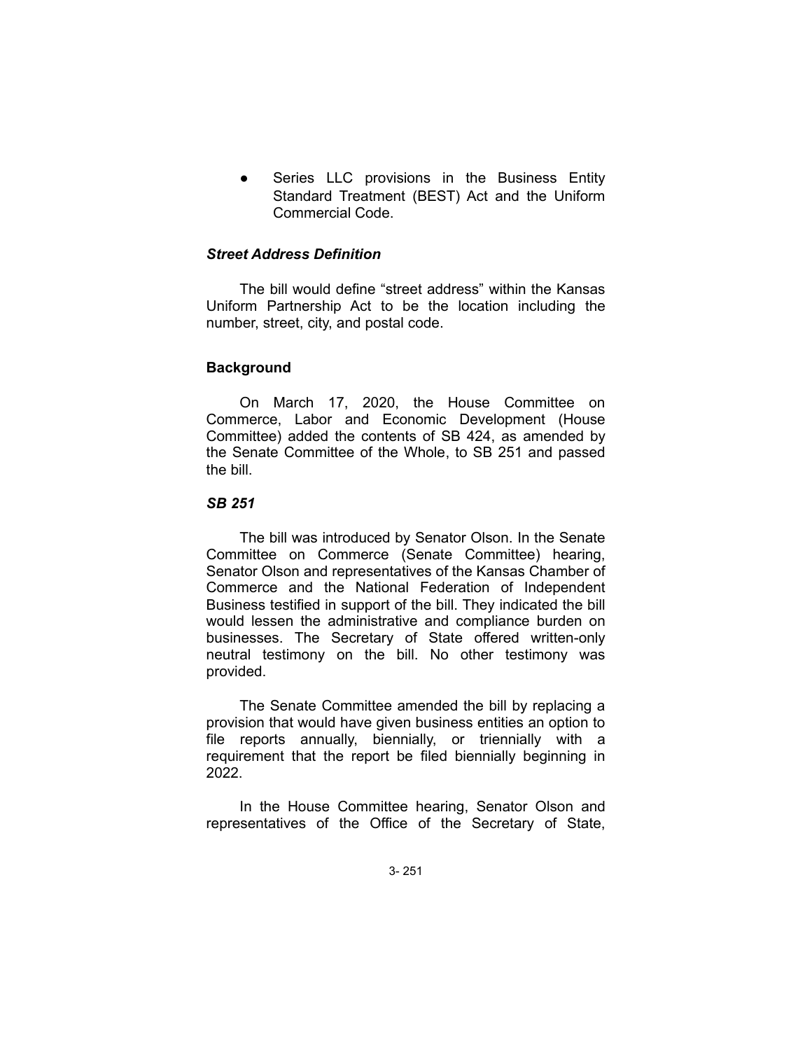- Series LLC provisions in the Business Entity Standard Treatment (BEST) Act and the Uniform Commercial Code.

### *Street Address Definition*

The bill would define "street address" within the Kansas Uniform Partnership Act to be the location including the number, street, city, and postal code.

## Background

On March 17, 2020, the House Committee on Commerce, Labor and Economic Development (House Committee) added the contents of SB 424, as amended by the Senate Committee of the Whole, to SB 251 and passed the bill.

### *SB 251*

The bill was introduced by Senator Olson. In the Senate Committee on Commerce (Senate Committee) hearing, Senator Olson and representatives of the Kansas Chamber of Commerce and the National Federation of Independent Business testified in support of the bill. They indicated the bill would lessen the administrative and compliance burden on businesses. The Secretary of State offered written-only neutral testimony on the bill. No other testimony was provided.

The Senate Committee amended the bill by replacing a provision that would have given business entities an option to file reports annually, biennially, or triennially with a requirement that the report be filed biennially beginning in 2022.

In the House Committee hearing, Senator Olson and representatives of the Office of the Secretary of State,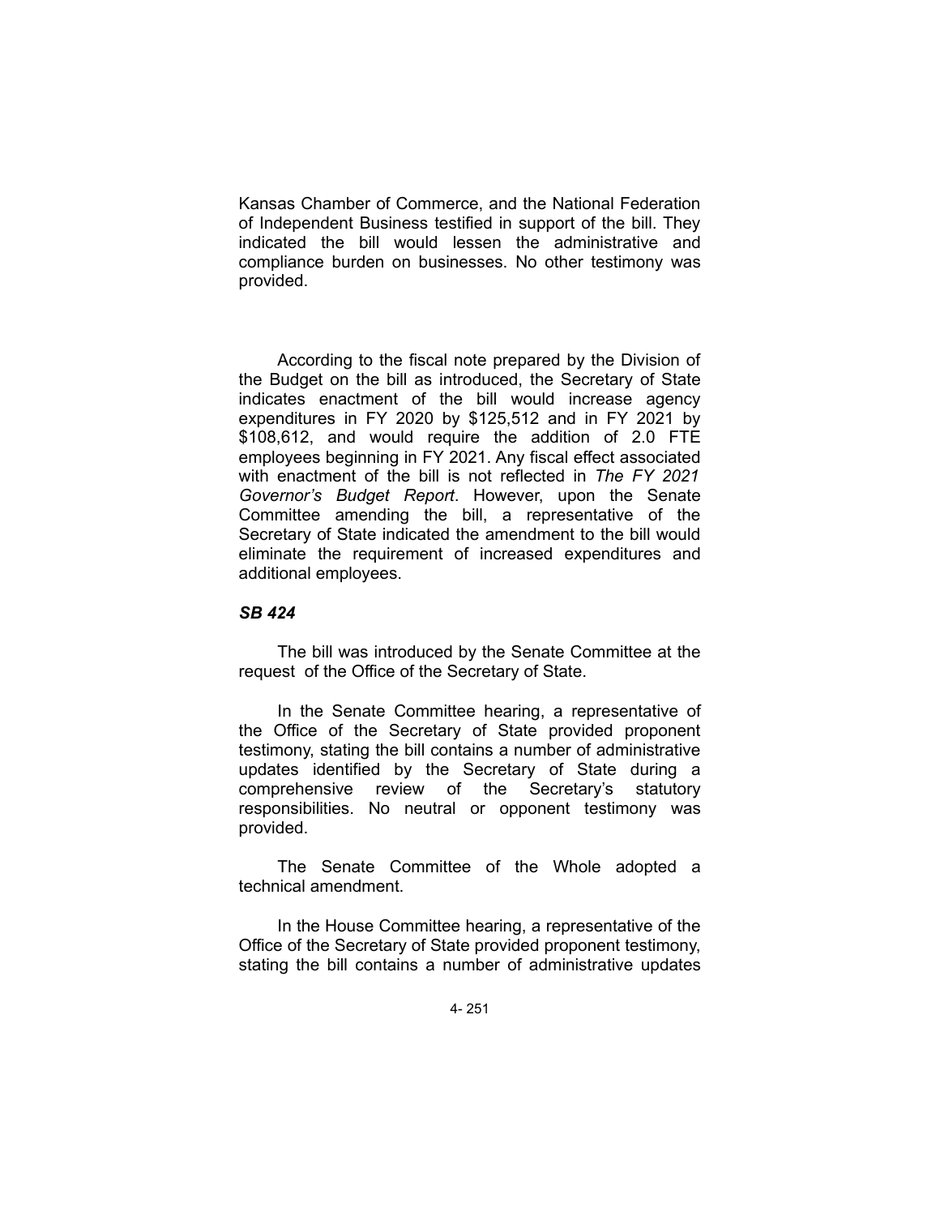Kansas Chamber of Commerce, and the National Federation of Independent Business testified in support of the bill. They indicated the bill would lessen the administrative and compliance burden on businesses. No other testimony was provided.

According to the fiscal note prepared by the Division of the Budget on the bill as introduced, the Secretary of State indicates enactment of the bill would increase agency expenditures in FY 2020 by $125,512 and in FY 2021 by $108,612, and would require the addition of 2.0 FTE employees beginning in FY 2021. Any fiscal effect associated with enactment of the bill is not reflected in *The FY 2021 Governor's Budget Report*. However, upon the Senate Committee amending the bill, a representative of the Secretary of State indicated the amendment to the bill would eliminate the requirement of increased expenditures and additional employees.

***SB 424***

The bill was introduced by the Senate Committee at the request of the Office of the Secretary of State.

In the Senate Committee hearing, a representative of the Office of the Secretary of State provided proponent testimony, stating the bill contains a number of administrative updates identified by the Secretary of State during a comprehensive review of the Secretary's statutory responsibilities. No neutral or opponent testimony was provided.

The Senate Committee of the Whole adopted a technical amendment.

In the House Committee hearing, a representative of the Office of the Secretary of State provided proponent testimony, stating the bill contains a number of administrative updates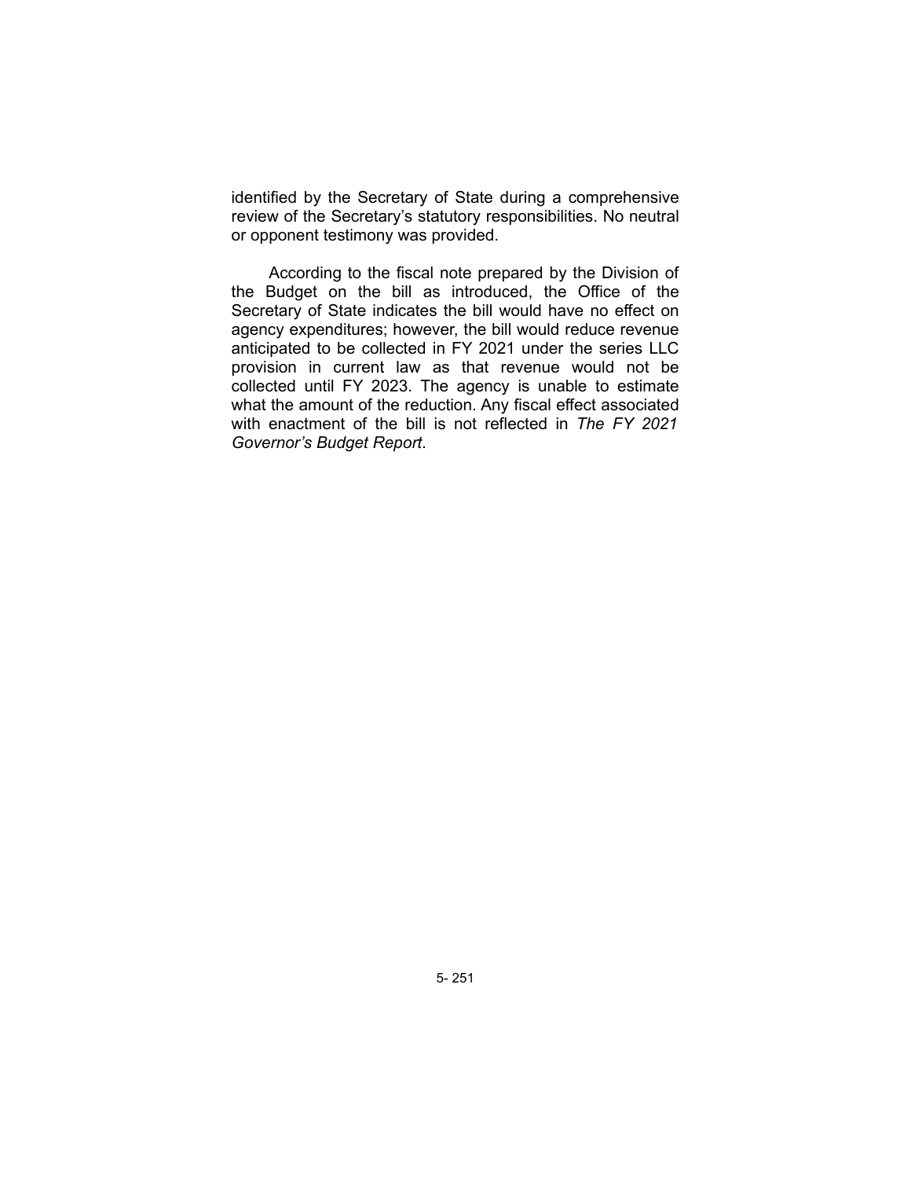identified by the Secretary of State during a comprehensive review of the Secretary's statutory responsibilities. No neutral or opponent testimony was provided.

According to the fiscal note prepared by the Division of the Budget on the bill as introduced, the Office of the Secretary of State indicates the bill would have no effect on agency expenditures; however, the bill would reduce revenue anticipated to be collected in FY 2021 under the series LLC provision in current law as that revenue would not be collected until FY 2023. The agency is unable to estimate what the amount of the reduction. Any fiscal effect associated with enactment of the bill is not reflected in *The FY 2021 Governor's Budget Report*.